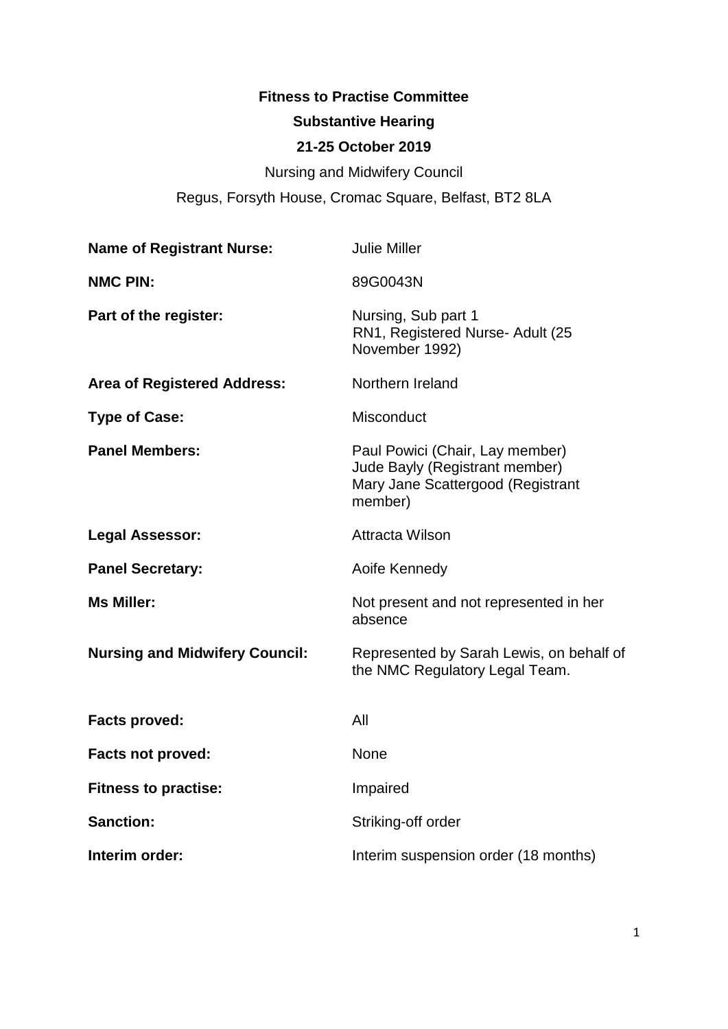**Fitness to Practise Committee**

**Substantive Hearing**

**21-25 October 2019**

Nursing and Midwifery Council

Regus, Forsyth House, Cromac Square, Belfast, BT2 8LA

| | |
|---|---|
| **Name of Registrant Nurse:** | Julie Miller |
| **NMC PIN:** | 89G0043N |
| **Part of the register:** | Nursing, Sub part 1<br>RN1, Registered Nurse- Adult (25 November 1992) |
| **Area of Registered Address:** | Northern Ireland |
| **Type of Case:** | Misconduct |
| **Panel Members:** | Paul Powici (Chair, Lay member)<br>Jude Bayly (Registrant member)<br>Mary Jane Scattergood (Registrant member) |
| **Legal Assessor:** | Attracta Wilson |
| **Panel Secretary:** | Aoife Kennedy |
| **Ms Miller:** | Not present and not represented in her absence |
| **Nursing and Midwifery Council:** | Represented by Sarah Lewis, on behalf of the NMC Regulatory Legal Team. |
| **Facts proved:** | All |
| **Facts not proved:** | None |
| **Fitness to practise:** | Impaired |
| **Sanction:** | Striking-off order |
| **Interim order:** | Interim suspension order (18 months) |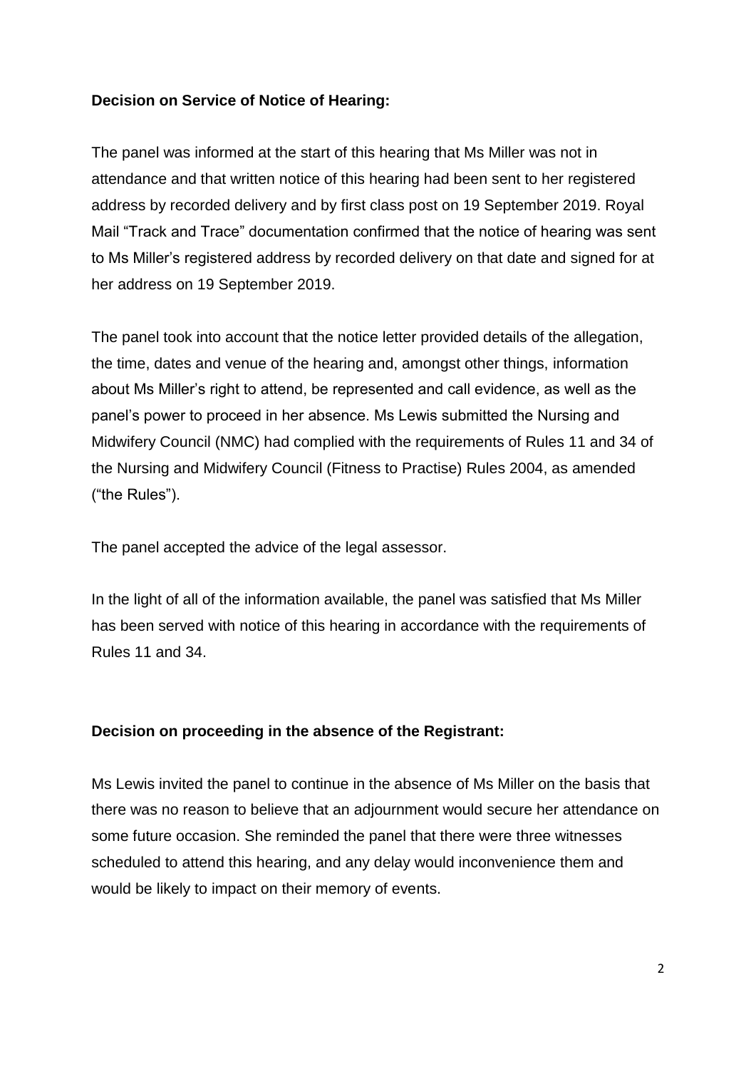**Decision on Service of Notice of Hearing:**

The panel was informed at the start of this hearing that Ms Miller was not in attendance and that written notice of this hearing had been sent to her registered address by recorded delivery and by first class post on 19 September 2019. Royal Mail "Track and Trace" documentation confirmed that the notice of hearing was sent to Ms Miller's registered address by recorded delivery on that date and signed for at her address on 19 September 2019.

The panel took into account that the notice letter provided details of the allegation, the time, dates and venue of the hearing and, amongst other things, information about Ms Miller's right to attend, be represented and call evidence, as well as the panel's power to proceed in her absence. Ms Lewis submitted the Nursing and Midwifery Council (NMC) had complied with the requirements of Rules 11 and 34 of the Nursing and Midwifery Council (Fitness to Practise) Rules 2004, as amended ("the Rules").

The panel accepted the advice of the legal assessor.

In the light of all of the information available, the panel was satisfied that Ms Miller has been served with notice of this hearing in accordance with the requirements of Rules 11 and 34.

**Decision on proceeding in the absence of the Registrant:**

Ms Lewis invited the panel to continue in the absence of Ms Miller on the basis that there was no reason to believe that an adjournment would secure her attendance on some future occasion. She reminded the panel that there were three witnesses scheduled to attend this hearing, and any delay would inconvenience them and would be likely to impact on their memory of events.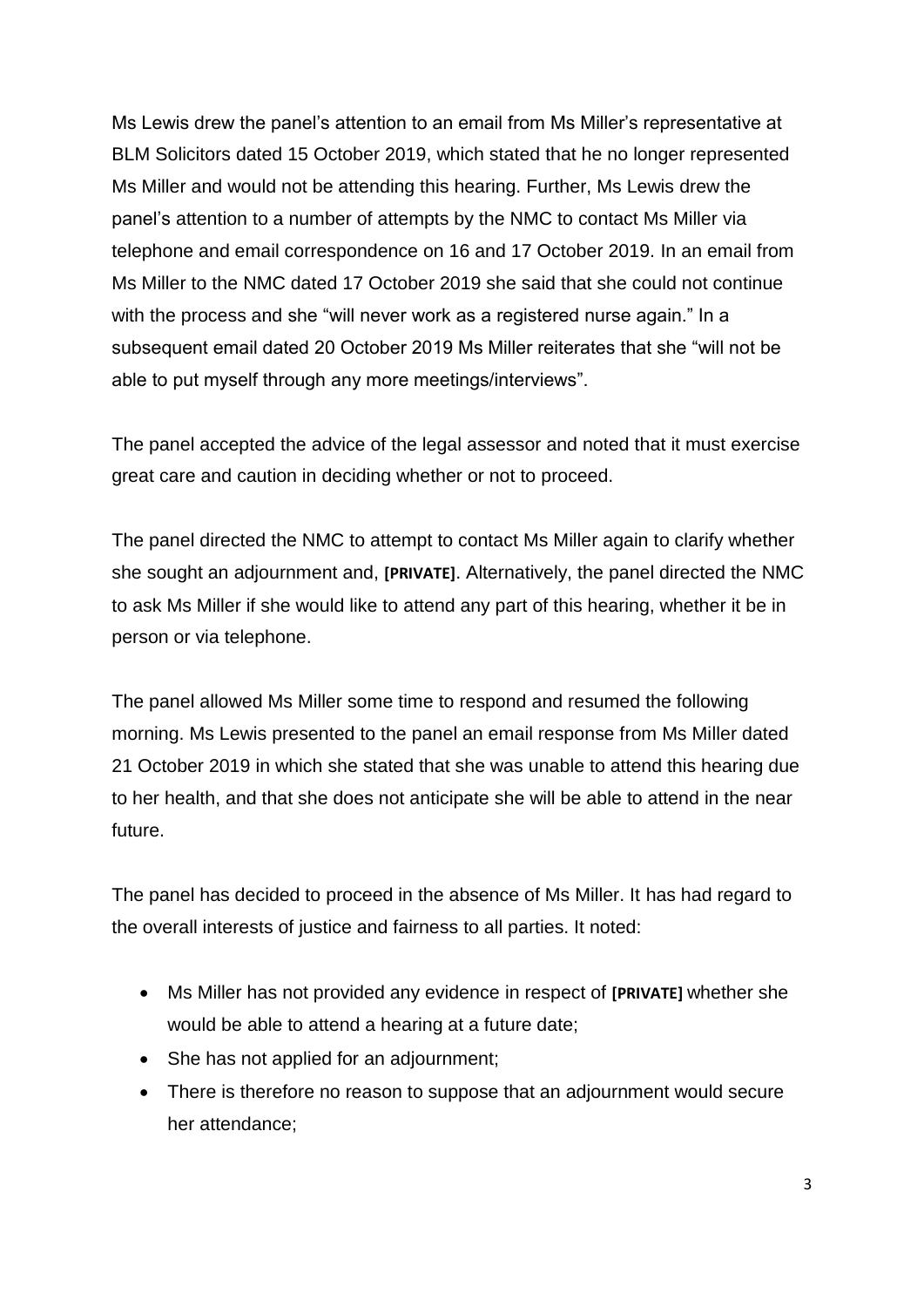Ms Lewis drew the panel's attention to an email from Ms Miller's representative at BLM Solicitors dated 15 October 2019, which stated that he no longer represented Ms Miller and would not be attending this hearing. Further, Ms Lewis drew the panel's attention to a number of attempts by the NMC to contact Ms Miller via telephone and email correspondence on 16 and 17 October 2019. In an email from Ms Miller to the NMC dated 17 October 2019 she said that she could not continue with the process and she "will never work as a registered nurse again." In a subsequent email dated 20 October 2019 Ms Miller reiterates that she "will not be able to put myself through any more meetings/interviews".

The panel accepted the advice of the legal assessor and noted that it must exercise great care and caution in deciding whether or not to proceed.

The panel directed the NMC to attempt to contact Ms Miller again to clarify whether she sought an adjournment and, **[PRIVATE]**. Alternatively, the panel directed the NMC to ask Ms Miller if she would like to attend any part of this hearing, whether it be in person or via telephone.

The panel allowed Ms Miller some time to respond and resumed the following morning. Ms Lewis presented to the panel an email response from Ms Miller dated 21 October 2019 in which she stated that she was unable to attend this hearing due to her health, and that she does not anticipate she will be able to attend in the near future.

The panel has decided to proceed in the absence of Ms Miller. It has had regard to the overall interests of justice and fairness to all parties. It noted:

- Ms Miller has not provided any evidence in respect of **[PRIVATE]** whether she would be able to attend a hearing at a future date;
- She has not applied for an adjournment;
- There is therefore no reason to suppose that an adjournment would secure her attendance;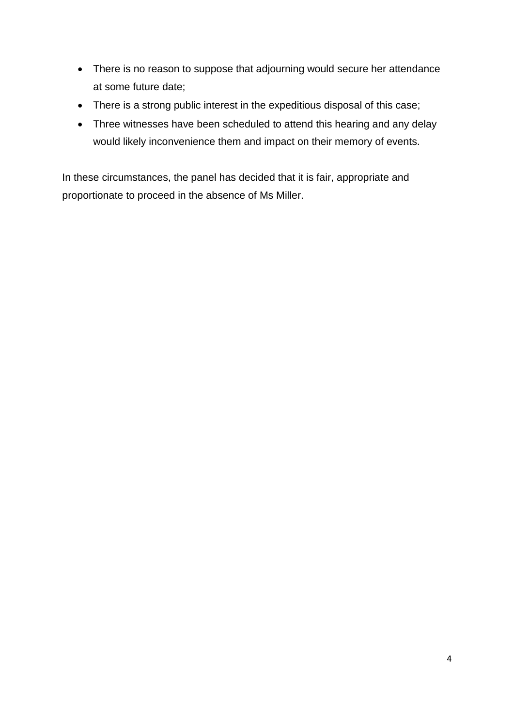- There is no reason to suppose that adjourning would secure her attendance at some future date;
- There is a strong public interest in the expeditious disposal of this case;
- Three witnesses have been scheduled to attend this hearing and any delay would likely inconvenience them and impact on their memory of events.

In these circumstances, the panel has decided that it is fair, appropriate and proportionate to proceed in the absence of Ms Miller.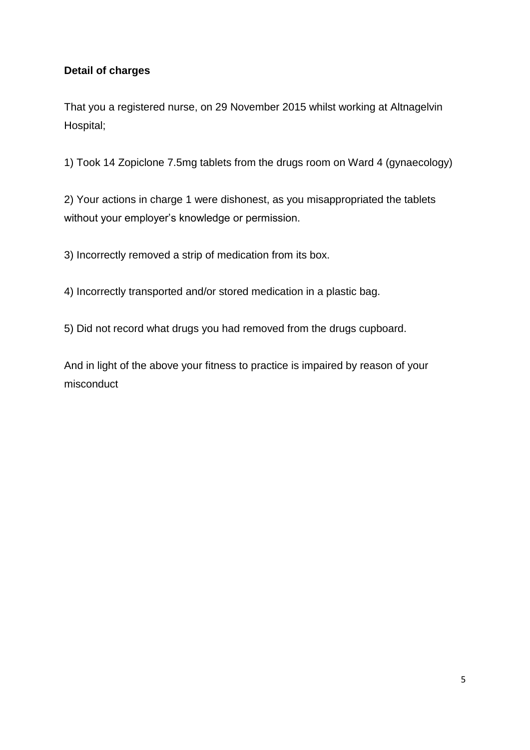**Detail of charges**

That you a registered nurse, on 29 November 2015 whilst working at Altnagelvin Hospital;

1) Took 14 Zopiclone 7.5mg tablets from the drugs room on Ward 4 (gynaecology)

2) Your actions in charge 1 were dishonest, as you misappropriated the tablets without your employer's knowledge or permission.

3) Incorrectly removed a strip of medication from its box.

4) Incorrectly transported and/or stored medication in a plastic bag.

5) Did not record what drugs you had removed from the drugs cupboard.

And in light of the above your fitness to practice is impaired by reason of your misconduct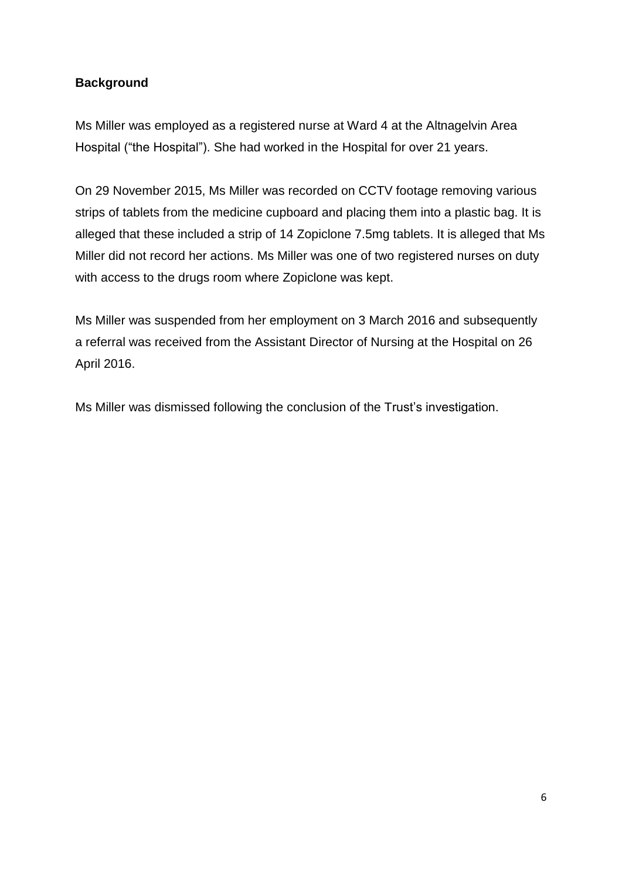**Background**

Ms Miller was employed as a registered nurse at Ward 4 at the Altnagelvin Area Hospital ("the Hospital"). She had worked in the Hospital for over 21 years.

On 29 November 2015, Ms Miller was recorded on CCTV footage removing various strips of tablets from the medicine cupboard and placing them into a plastic bag. It is alleged that these included a strip of 14 Zopiclone 7.5mg tablets. It is alleged that Ms Miller did not record her actions. Ms Miller was one of two registered nurses on duty with access to the drugs room where Zopiclone was kept.

Ms Miller was suspended from her employment on 3 March 2016 and subsequently a referral was received from the Assistant Director of Nursing at the Hospital on 26 April 2016.

Ms Miller was dismissed following the conclusion of the Trust's investigation.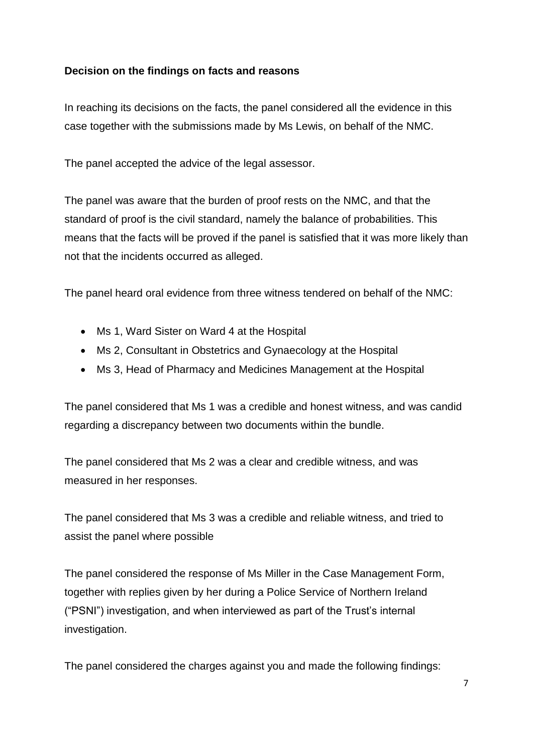**Decision on the findings on facts and reasons**

In reaching its decisions on the facts, the panel considered all the evidence in this case together with the submissions made by Ms Lewis, on behalf of the NMC.

The panel accepted the advice of the legal assessor.

The panel was aware that the burden of proof rests on the NMC, and that the standard of proof is the civil standard, namely the balance of probabilities. This means that the facts will be proved if the panel is satisfied that it was more likely than not that the incidents occurred as alleged.

The panel heard oral evidence from three witness tendered on behalf of the NMC:

- Ms 1, Ward Sister on Ward 4 at the Hospital
- Ms 2, Consultant in Obstetrics and Gynaecology at the Hospital
- Ms 3, Head of Pharmacy and Medicines Management at the Hospital

The panel considered that Ms 1 was a credible and honest witness, and was candid regarding a discrepancy between two documents within the bundle.

The panel considered that Ms 2 was a clear and credible witness, and was measured in her responses.

The panel considered that Ms 3 was a credible and reliable witness, and tried to assist the panel where possible

The panel considered the response of Ms Miller in the Case Management Form, together with replies given by her during a Police Service of Northern Ireland ("PSNI") investigation, and when interviewed as part of the Trust's internal investigation.

The panel considered the charges against you and made the following findings: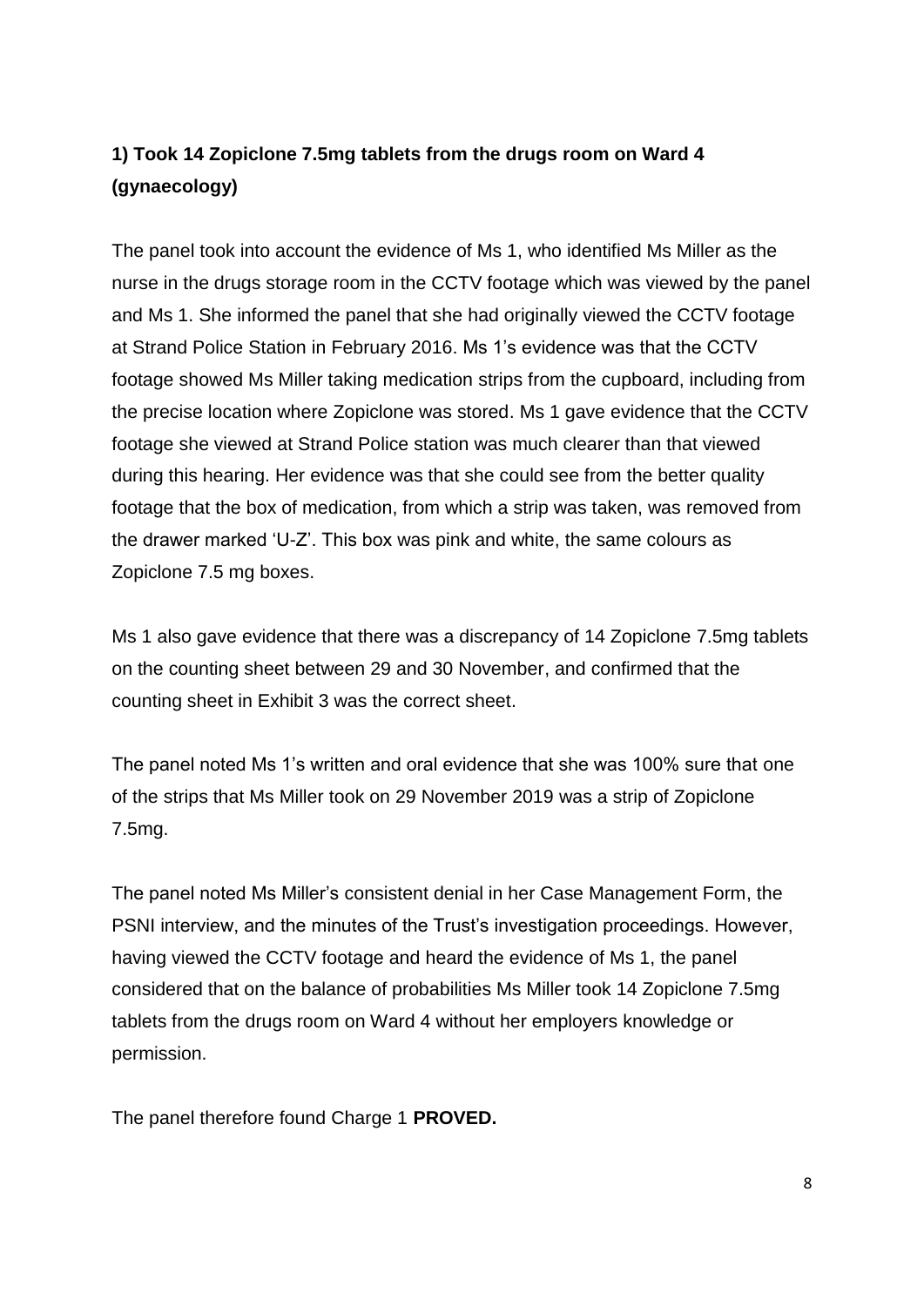**1) Took 14 Zopiclone 7.5mg tablets from the drugs room on Ward 4 (gynaecology)**

The panel took into account the evidence of Ms 1, who identified Ms Miller as the nurse in the drugs storage room in the CCTV footage which was viewed by the panel and Ms 1. She informed the panel that she had originally viewed the CCTV footage at Strand Police Station in February 2016. Ms 1's evidence was that the CCTV footage showed Ms Miller taking medication strips from the cupboard, including from the precise location where Zopiclone was stored. Ms 1 gave evidence that the CCTV footage she viewed at Strand Police station was much clearer than that viewed during this hearing. Her evidence was that she could see from the better quality footage that the box of medication, from which a strip was taken, was removed from the drawer marked 'U-Z'. This box was pink and white, the same colours as Zopiclone 7.5 mg boxes.

Ms 1 also gave evidence that there was a discrepancy of 14 Zopiclone 7.5mg tablets on the counting sheet between 29 and 30 November, and confirmed that the counting sheet in Exhibit 3 was the correct sheet.

The panel noted Ms 1's written and oral evidence that she was 100% sure that one of the strips that Ms Miller took on 29 November 2019 was a strip of Zopiclone 7.5mg.

The panel noted Ms Miller's consistent denial in her Case Management Form, the PSNI interview, and the minutes of the Trust's investigation proceedings. However, having viewed the CCTV footage and heard the evidence of Ms 1, the panel considered that on the balance of probabilities Ms Miller took 14 Zopiclone 7.5mg tablets from the drugs room on Ward 4 without her employers knowledge or permission.

The panel therefore found Charge 1 **PROVED.**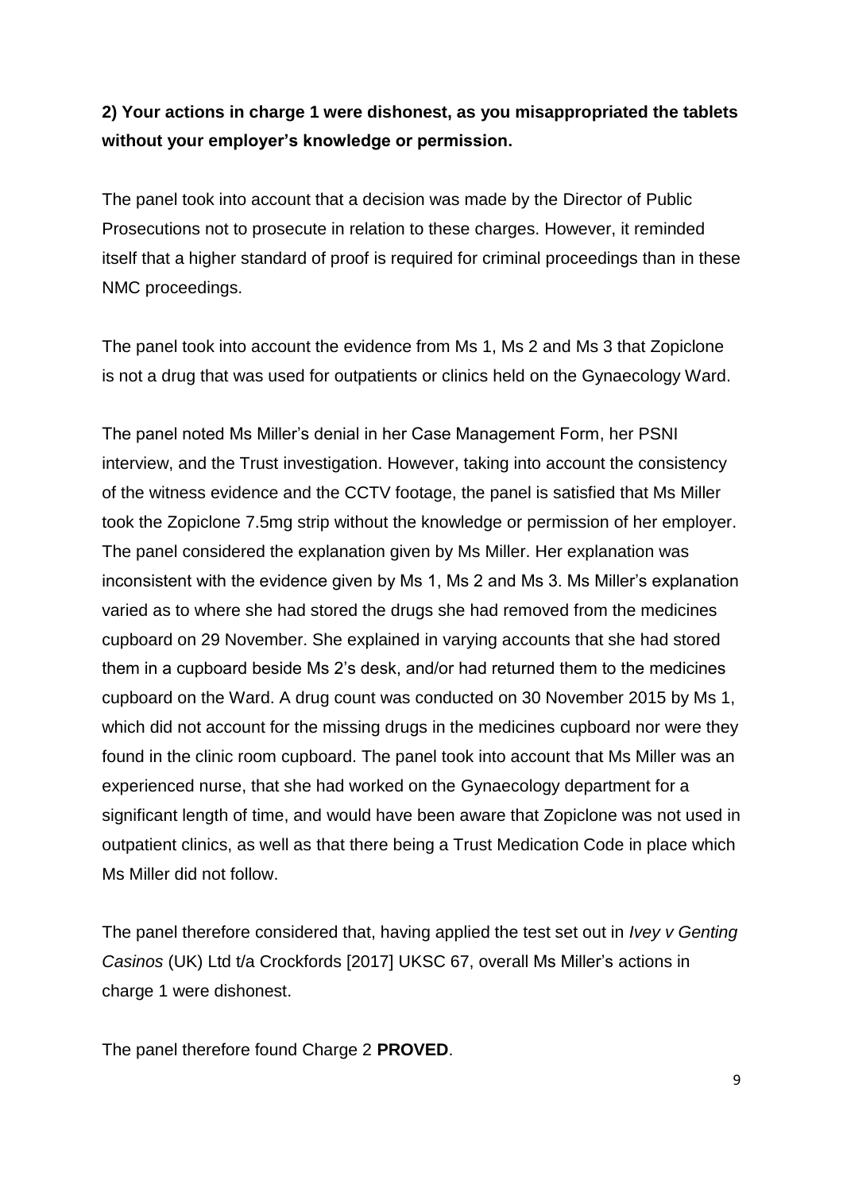**2) Your actions in charge 1 were dishonest, as you misappropriated the tablets without your employer's knowledge or permission.**

The panel took into account that a decision was made by the Director of Public Prosecutions not to prosecute in relation to these charges. However, it reminded itself that a higher standard of proof is required for criminal proceedings than in these NMC proceedings.

The panel took into account the evidence from Ms 1, Ms 2 and Ms 3 that Zopiclone is not a drug that was used for outpatients or clinics held on the Gynaecology Ward.

The panel noted Ms Miller's denial in her Case Management Form, her PSNI interview, and the Trust investigation. However, taking into account the consistency of the witness evidence and the CCTV footage, the panel is satisfied that Ms Miller took the Zopiclone 7.5mg strip without the knowledge or permission of her employer. The panel considered the explanation given by Ms Miller. Her explanation was inconsistent with the evidence given by Ms 1, Ms 2 and Ms 3. Ms Miller's explanation varied as to where she had stored the drugs she had removed from the medicines cupboard on 29 November. She explained in varying accounts that she had stored them in a cupboard beside Ms 2's desk, and/or had returned them to the medicines cupboard on the Ward. A drug count was conducted on 30 November 2015 by Ms 1, which did not account for the missing drugs in the medicines cupboard nor were they found in the clinic room cupboard. The panel took into account that Ms Miller was an experienced nurse, that she had worked on the Gynaecology department for a significant length of time, and would have been aware that Zopiclone was not used in outpatient clinics, as well as that there being a Trust Medication Code in place which Ms Miller did not follow.

The panel therefore considered that, having applied the test set out in *Ivey v Genting Casinos* (UK) Ltd t/a Crockfords [2017] UKSC 67, overall Ms Miller's actions in charge 1 were dishonest.

The panel therefore found Charge 2 **PROVED**.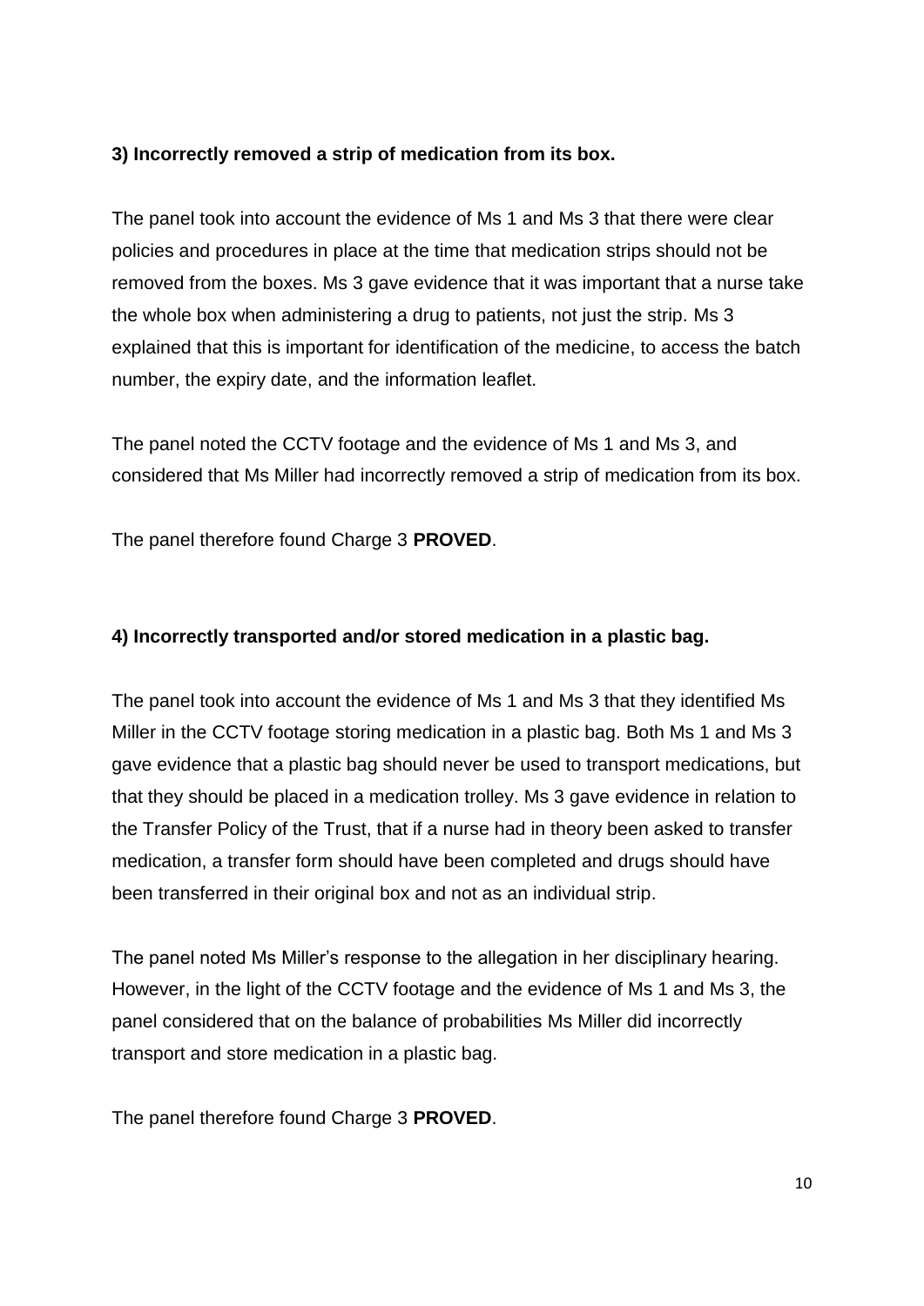**3) Incorrectly removed a strip of medication from its box.**

The panel took into account the evidence of Ms 1 and Ms 3 that there were clear policies and procedures in place at the time that medication strips should not be removed from the boxes. Ms 3 gave evidence that it was important that a nurse take the whole box when administering a drug to patients, not just the strip. Ms 3 explained that this is important for identification of the medicine, to access the batch number, the expiry date, and the information leaflet.

The panel noted the CCTV footage and the evidence of Ms 1 and Ms 3, and considered that Ms Miller had incorrectly removed a strip of medication from its box.

The panel therefore found Charge 3 **PROVED**.

**4) Incorrectly transported and/or stored medication in a plastic bag.**

The panel took into account the evidence of Ms 1 and Ms 3 that they identified Ms Miller in the CCTV footage storing medication in a plastic bag. Both Ms 1 and Ms 3 gave evidence that a plastic bag should never be used to transport medications, but that they should be placed in a medication trolley. Ms 3 gave evidence in relation to the Transfer Policy of the Trust, that if a nurse had in theory been asked to transfer medication, a transfer form should have been completed and drugs should have been transferred in their original box and not as an individual strip.

The panel noted Ms Miller's response to the allegation in her disciplinary hearing. However, in the light of the CCTV footage and the evidence of Ms 1 and Ms 3, the panel considered that on the balance of probabilities Ms Miller did incorrectly transport and store medication in a plastic bag.

The panel therefore found Charge 3 **PROVED**.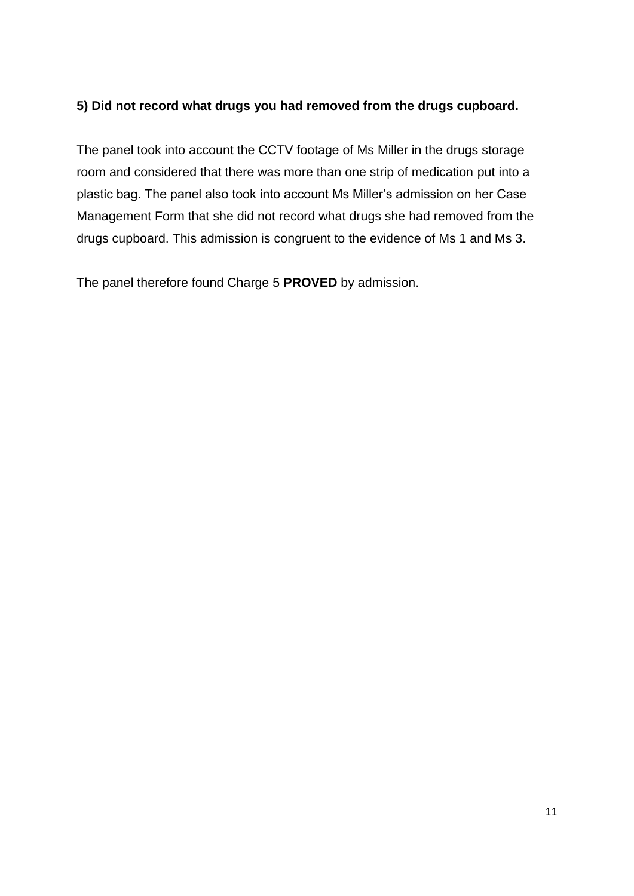**5) Did not record what drugs you had removed from the drugs cupboard.**

The panel took into account the CCTV footage of Ms Miller in the drugs storage room and considered that there was more than one strip of medication put into a plastic bag. The panel also took into account Ms Miller's admission on her Case Management Form that she did not record what drugs she had removed from the drugs cupboard. This admission is congruent to the evidence of Ms 1 and Ms 3.

The panel therefore found Charge 5 **PROVED** by admission.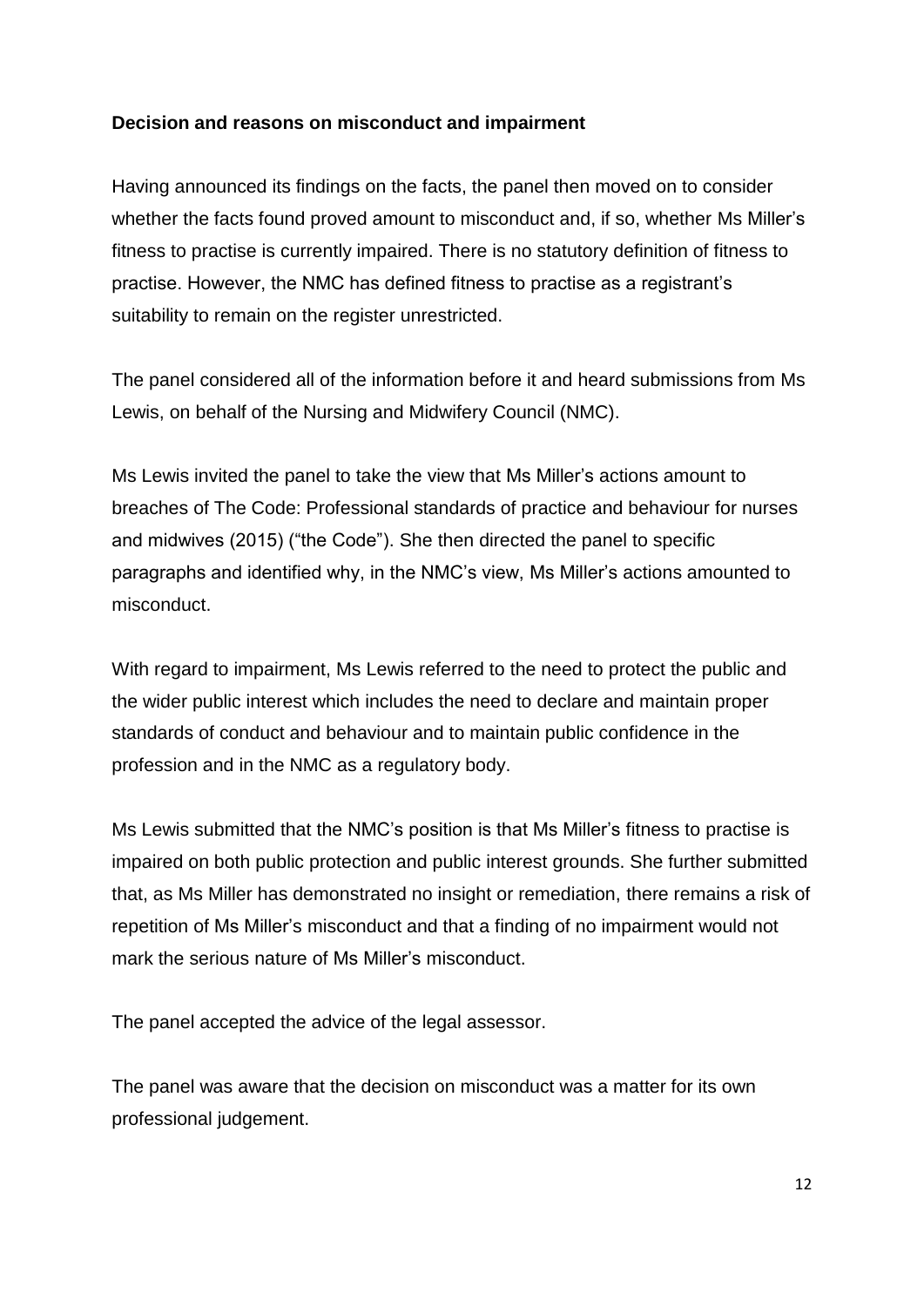**Decision and reasons on misconduct and impairment**

Having announced its findings on the facts, the panel then moved on to consider whether the facts found proved amount to misconduct and, if so, whether Ms Miller's fitness to practise is currently impaired. There is no statutory definition of fitness to practise. However, the NMC has defined fitness to practise as a registrant's suitability to remain on the register unrestricted.

The panel considered all of the information before it and heard submissions from Ms Lewis, on behalf of the Nursing and Midwifery Council (NMC).

Ms Lewis invited the panel to take the view that Ms Miller's actions amount to breaches of The Code: Professional standards of practice and behaviour for nurses and midwives (2015) ("the Code"). She then directed the panel to specific paragraphs and identified why, in the NMC's view, Ms Miller's actions amounted to misconduct.

With regard to impairment, Ms Lewis referred to the need to protect the public and the wider public interest which includes the need to declare and maintain proper standards of conduct and behaviour and to maintain public confidence in the profession and in the NMC as a regulatory body.

Ms Lewis submitted that the NMC's position is that Ms Miller's fitness to practise is impaired on both public protection and public interest grounds. She further submitted that, as Ms Miller has demonstrated no insight or remediation, there remains a risk of repetition of Ms Miller's misconduct and that a finding of no impairment would not mark the serious nature of Ms Miller's misconduct.

The panel accepted the advice of the legal assessor.

The panel was aware that the decision on misconduct was a matter for its own professional judgement.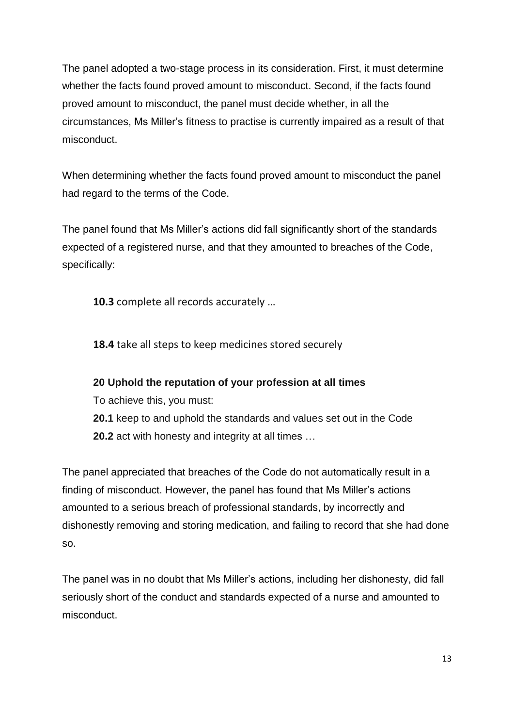The panel adopted a two-stage process in its consideration. First, it must determine whether the facts found proved amount to misconduct. Second, if the facts found proved amount to misconduct, the panel must decide whether, in all the circumstances, Ms Miller's fitness to practise is currently impaired as a result of that misconduct.

When determining whether the facts found proved amount to misconduct the panel had regard to the terms of the Code.

The panel found that Ms Miller's actions did fall significantly short of the standards expected of a registered nurse, and that they amounted to breaches of the Code, specifically:

> **10.3** complete all records accurately …
>
> **18.4** take all steps to keep medicines stored securely
>
> **20 Uphold the reputation of your profession at all times**
> To achieve this, you must:
> **20.1** keep to and uphold the standards and values set out in the Code
> **20.2** act with honesty and integrity at all times …

The panel appreciated that breaches of the Code do not automatically result in a finding of misconduct. However, the panel has found that Ms Miller's actions amounted to a serious breach of professional standards, by incorrectly and dishonestly removing and storing medication, and failing to record that she had done so.

The panel was in no doubt that Ms Miller's actions, including her dishonesty, did fall seriously short of the conduct and standards expected of a nurse and amounted to misconduct.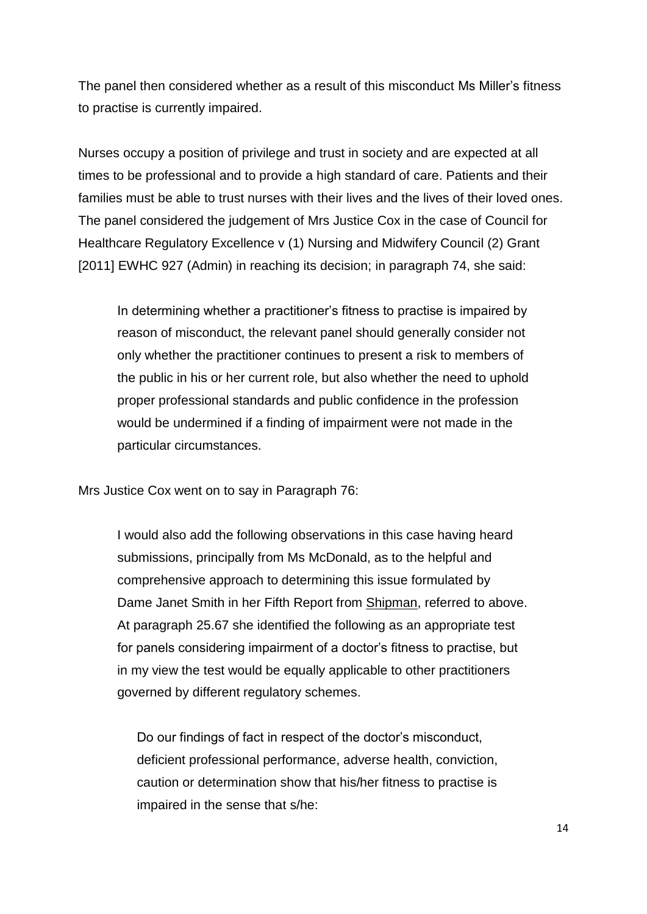The panel then considered whether as a result of this misconduct Ms Miller's fitness to practise is currently impaired.

Nurses occupy a position of privilege and trust in society and are expected at all times to be professional and to provide a high standard of care. Patients and their families must be able to trust nurses with their lives and the lives of their loved ones. The panel considered the judgement of Mrs Justice Cox in the case of Council for Healthcare Regulatory Excellence v (1) Nursing and Midwifery Council (2) Grant [2011] EWHC 927 (Admin) in reaching its decision; in paragraph 74, she said:

> In determining whether a practitioner's fitness to practise is impaired by reason of misconduct, the relevant panel should generally consider not only whether the practitioner continues to present a risk to members of the public in his or her current role, but also whether the need to uphold proper professional standards and public confidence in the profession would be undermined if a finding of impairment were not made in the particular circumstances.

Mrs Justice Cox went on to say in Paragraph 76:

> I would also add the following observations in this case having heard submissions, principally from Ms McDonald, as to the helpful and comprehensive approach to determining this issue formulated by Dame Janet Smith in her Fifth Report from Shipman, referred to above. At paragraph 25.67 she identified the following as an appropriate test for panels considering impairment of a doctor's fitness to practise, but in my view the test would be equally applicable to other practitioners governed by different regulatory schemes.
>
> > Do our findings of fact in respect of the doctor's misconduct, deficient professional performance, adverse health, conviction, caution or determination show that his/her fitness to practise is impaired in the sense that s/he: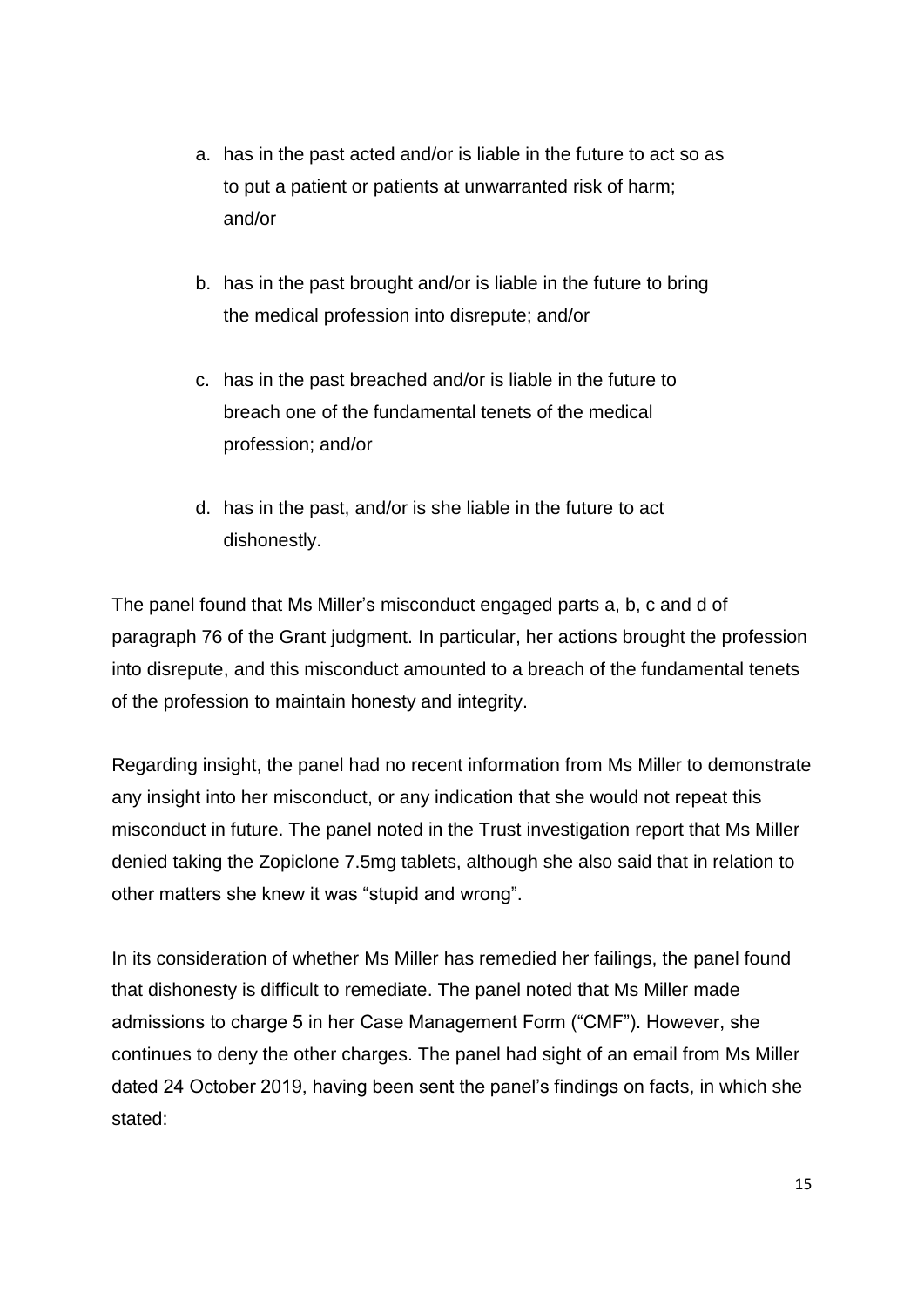a. has in the past acted and/or is liable in the future to act so as to put a patient or patients at unwarranted risk of harm; and/or

b. has in the past brought and/or is liable in the future to bring the medical profession into disrepute; and/or

c. has in the past breached and/or is liable in the future to breach one of the fundamental tenets of the medical profession; and/or

d. has in the past, and/or is she liable in the future to act dishonestly.

The panel found that Ms Miller's misconduct engaged parts a, b, c and d of paragraph 76 of the Grant judgment. In particular, her actions brought the profession into disrepute, and this misconduct amounted to a breach of the fundamental tenets of the profession to maintain honesty and integrity.

Regarding insight, the panel had no recent information from Ms Miller to demonstrate any insight into her misconduct, or any indication that she would not repeat this misconduct in future. The panel noted in the Trust investigation report that Ms Miller denied taking the Zopiclone 7.5mg tablets, although she also said that in relation to other matters she knew it was "stupid and wrong".

In its consideration of whether Ms Miller has remedied her failings, the panel found that dishonesty is difficult to remediate. The panel noted that Ms Miller made admissions to charge 5 in her Case Management Form ("CMF"). However, she continues to deny the other charges. The panel had sight of an email from Ms Miller dated 24 October 2019, having been sent the panel's findings on facts, in which she stated: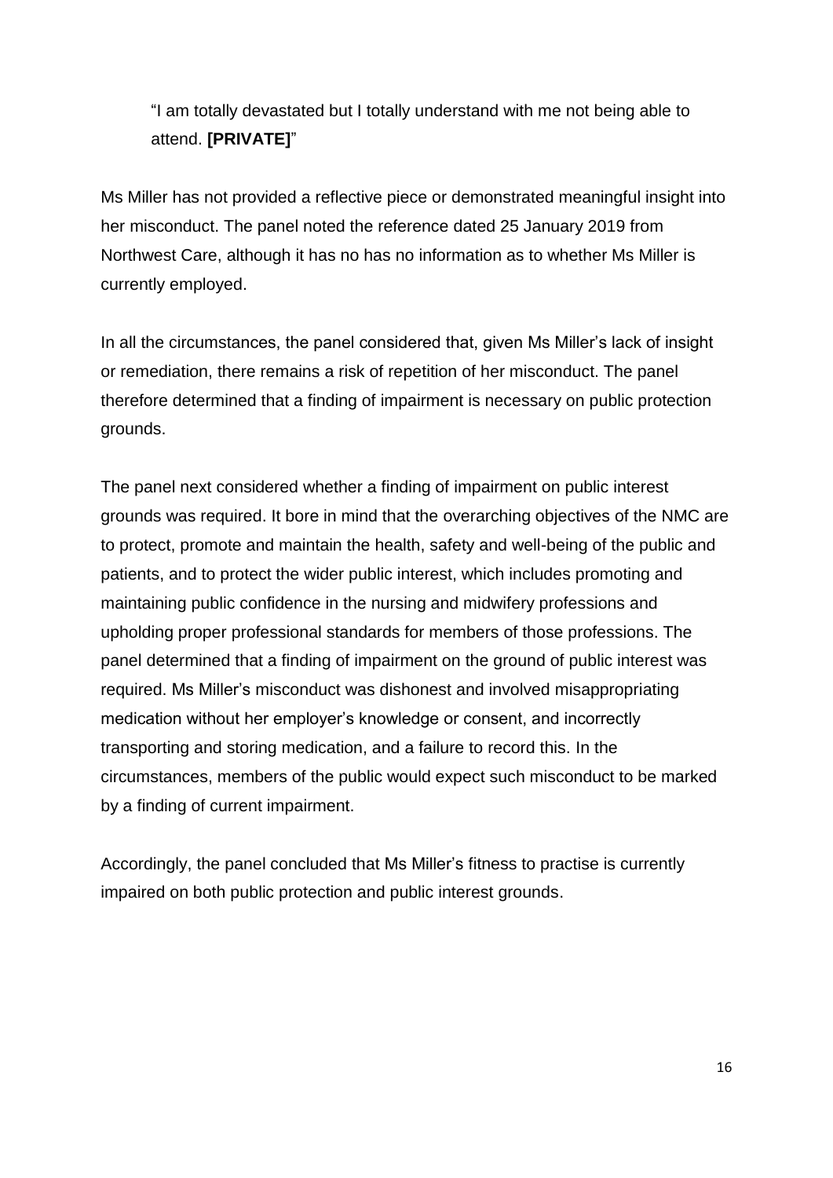> "I am totally devastated but I totally understand with me not being able to attend. **[PRIVATE]**"

Ms Miller has not provided a reflective piece or demonstrated meaningful insight into her misconduct. The panel noted the reference dated 25 January 2019 from Northwest Care, although it has no has no information as to whether Ms Miller is currently employed.

In all the circumstances, the panel considered that, given Ms Miller's lack of insight or remediation, there remains a risk of repetition of her misconduct. The panel therefore determined that a finding of impairment is necessary on public protection grounds.

The panel next considered whether a finding of impairment on public interest grounds was required. It bore in mind that the overarching objectives of the NMC are to protect, promote and maintain the health, safety and well-being of the public and patients, and to protect the wider public interest, which includes promoting and maintaining public confidence in the nursing and midwifery professions and upholding proper professional standards for members of those professions. The panel determined that a finding of impairment on the ground of public interest was required. Ms Miller's misconduct was dishonest and involved misappropriating medication without her employer's knowledge or consent, and incorrectly transporting and storing medication, and a failure to record this. In the circumstances, members of the public would expect such misconduct to be marked by a finding of current impairment.

Accordingly, the panel concluded that Ms Miller's fitness to practise is currently impaired on both public protection and public interest grounds.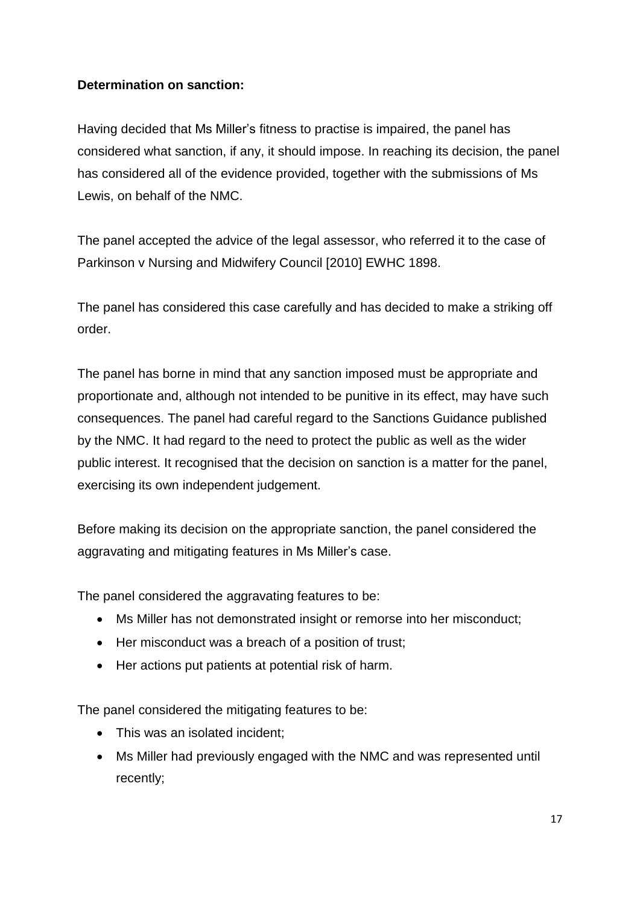**Determination on sanction:**

Having decided that Ms Miller's fitness to practise is impaired, the panel has considered what sanction, if any, it should impose. In reaching its decision, the panel has considered all of the evidence provided, together with the submissions of Ms Lewis, on behalf of the NMC.

The panel accepted the advice of the legal assessor, who referred it to the case of Parkinson v Nursing and Midwifery Council [2010] EWHC 1898.

The panel has considered this case carefully and has decided to make a striking off order.

The panel has borne in mind that any sanction imposed must be appropriate and proportionate and, although not intended to be punitive in its effect, may have such consequences. The panel had careful regard to the Sanctions Guidance published by the NMC. It had regard to the need to protect the public as well as the wider public interest. It recognised that the decision on sanction is a matter for the panel, exercising its own independent judgement.

Before making its decision on the appropriate sanction, the panel considered the aggravating and mitigating features in Ms Miller's case.

The panel considered the aggravating features to be:

- Ms Miller has not demonstrated insight or remorse into her misconduct;
- Her misconduct was a breach of a position of trust;
- Her actions put patients at potential risk of harm.

The panel considered the mitigating features to be:

- This was an isolated incident;
- Ms Miller had previously engaged with the NMC and was represented until recently;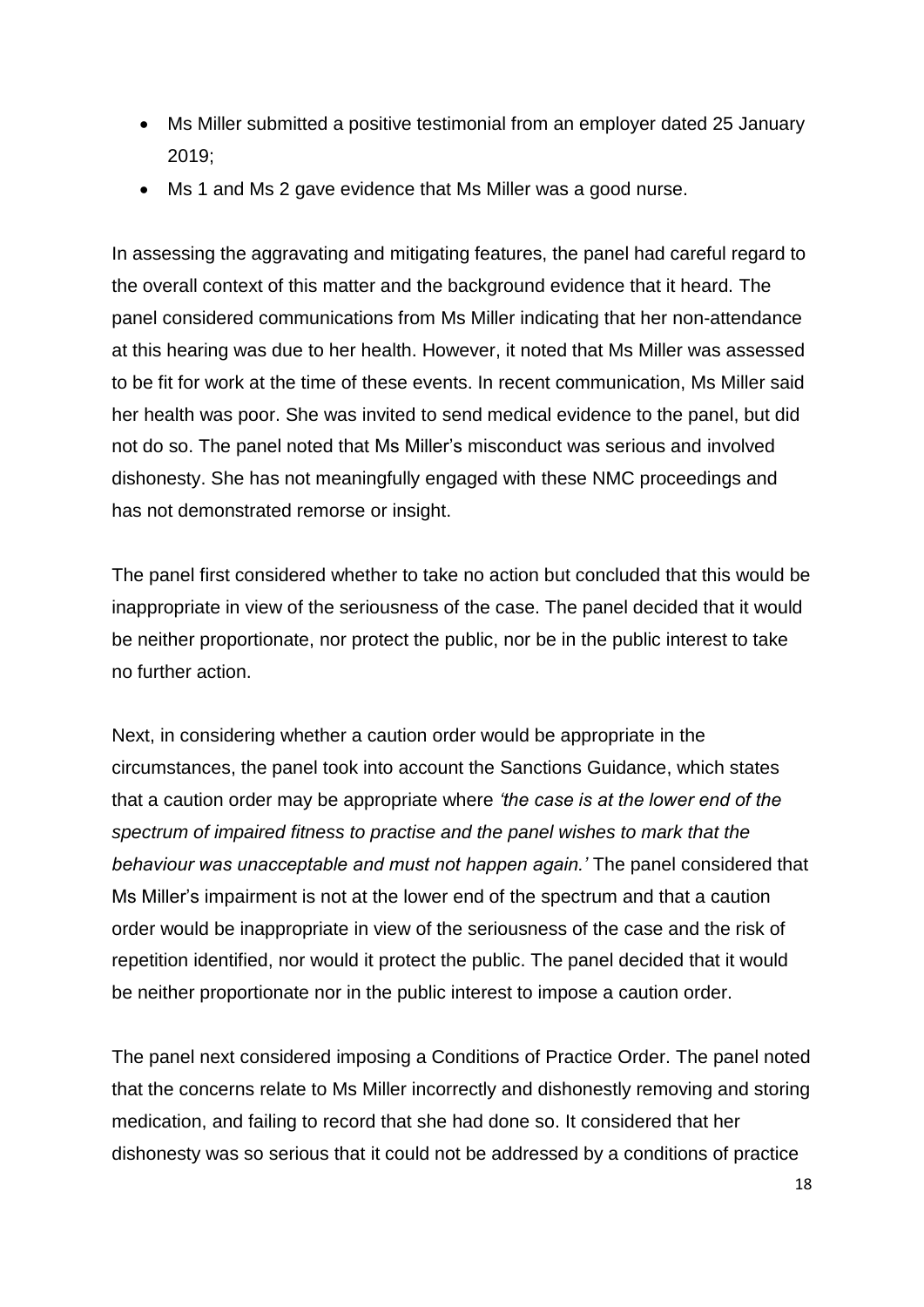- Ms Miller submitted a positive testimonial from an employer dated 25 January 2019;
- Ms 1 and Ms 2 gave evidence that Ms Miller was a good nurse.

In assessing the aggravating and mitigating features, the panel had careful regard to the overall context of this matter and the background evidence that it heard. The panel considered communications from Ms Miller indicating that her non-attendance at this hearing was due to her health. However, it noted that Ms Miller was assessed to be fit for work at the time of these events. In recent communication, Ms Miller said her health was poor. She was invited to send medical evidence to the panel, but did not do so. The panel noted that Ms Miller's misconduct was serious and involved dishonesty. She has not meaningfully engaged with these NMC proceedings and has not demonstrated remorse or insight.

The panel first considered whether to take no action but concluded that this would be inappropriate in view of the seriousness of the case. The panel decided that it would be neither proportionate, nor protect the public, nor be in the public interest to take no further action.

Next, in considering whether a caution order would be appropriate in the circumstances, the panel took into account the Sanctions Guidance, which states that a caution order may be appropriate where *'the case is at the lower end of the spectrum of impaired fitness to practise and the panel wishes to mark that the behaviour was unacceptable and must not happen again.'* The panel considered that Ms Miller's impairment is not at the lower end of the spectrum and that a caution order would be inappropriate in view of the seriousness of the case and the risk of repetition identified, nor would it protect the public. The panel decided that it would be neither proportionate nor in the public interest to impose a caution order.

The panel next considered imposing a Conditions of Practice Order. The panel noted that the concerns relate to Ms Miller incorrectly and dishonestly removing and storing medication, and failing to record that she had done so. It considered that her dishonesty was so serious that it could not be addressed by a conditions of practice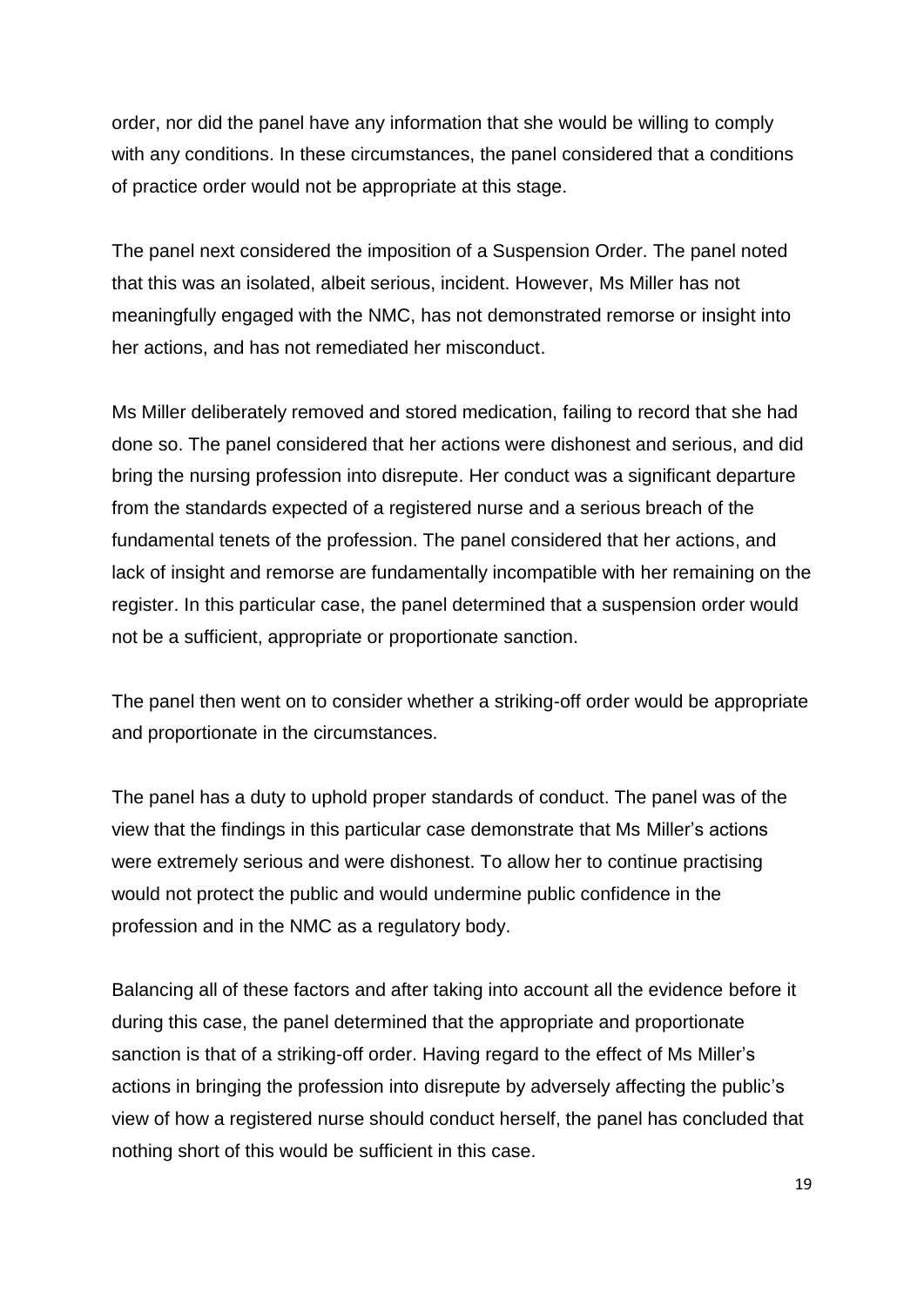order, nor did the panel have any information that she would be willing to comply with any conditions. In these circumstances, the panel considered that a conditions of practice order would not be appropriate at this stage.

The panel next considered the imposition of a Suspension Order. The panel noted that this was an isolated, albeit serious, incident. However, Ms Miller has not meaningfully engaged with the NMC, has not demonstrated remorse or insight into her actions, and has not remediated her misconduct.

Ms Miller deliberately removed and stored medication, failing to record that she had done so. The panel considered that her actions were dishonest and serious, and did bring the nursing profession into disrepute. Her conduct was a significant departure from the standards expected of a registered nurse and a serious breach of the fundamental tenets of the profession. The panel considered that her actions, and lack of insight and remorse are fundamentally incompatible with her remaining on the register. In this particular case, the panel determined that a suspension order would not be a sufficient, appropriate or proportionate sanction.

The panel then went on to consider whether a striking-off order would be appropriate and proportionate in the circumstances.

The panel has a duty to uphold proper standards of conduct. The panel was of the view that the findings in this particular case demonstrate that Ms Miller's actions were extremely serious and were dishonest. To allow her to continue practising would not protect the public and would undermine public confidence in the profession and in the NMC as a regulatory body.

Balancing all of these factors and after taking into account all the evidence before it during this case, the panel determined that the appropriate and proportionate sanction is that of a striking-off order. Having regard to the effect of Ms Miller's actions in bringing the profession into disrepute by adversely affecting the public's view of how a registered nurse should conduct herself, the panel has concluded that nothing short of this would be sufficient in this case.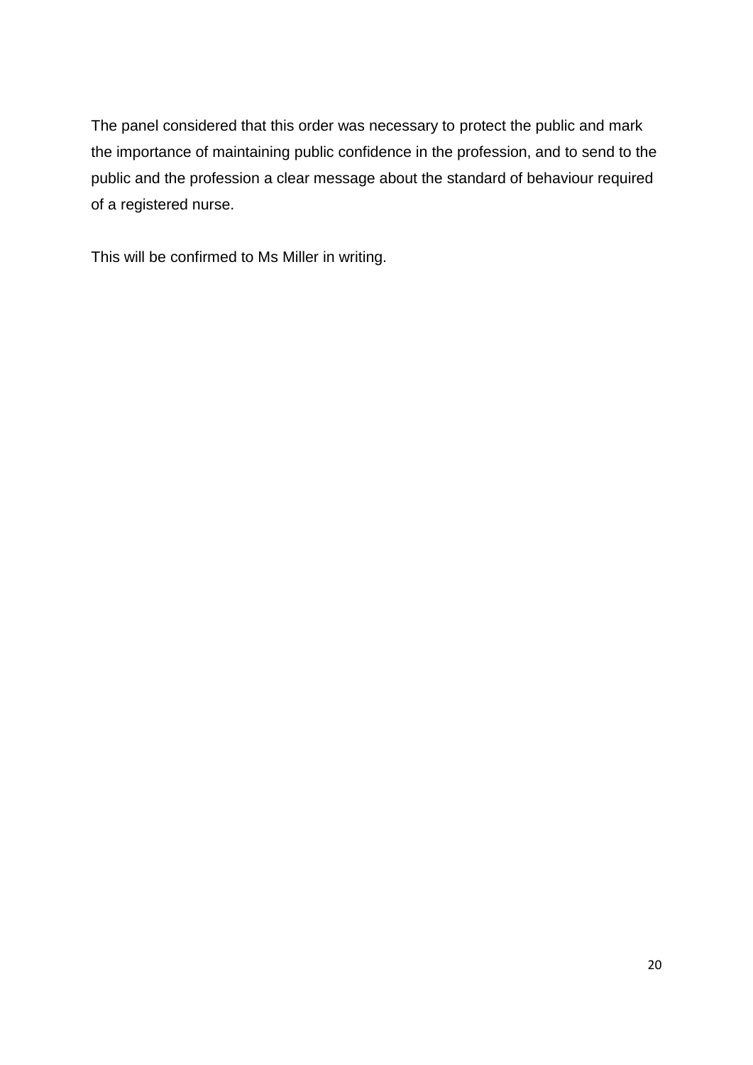The panel considered that this order was necessary to protect the public and mark the importance of maintaining public confidence in the profession, and to send to the public and the profession a clear message about the standard of behaviour required of a registered nurse.

This will be confirmed to Ms Miller in writing.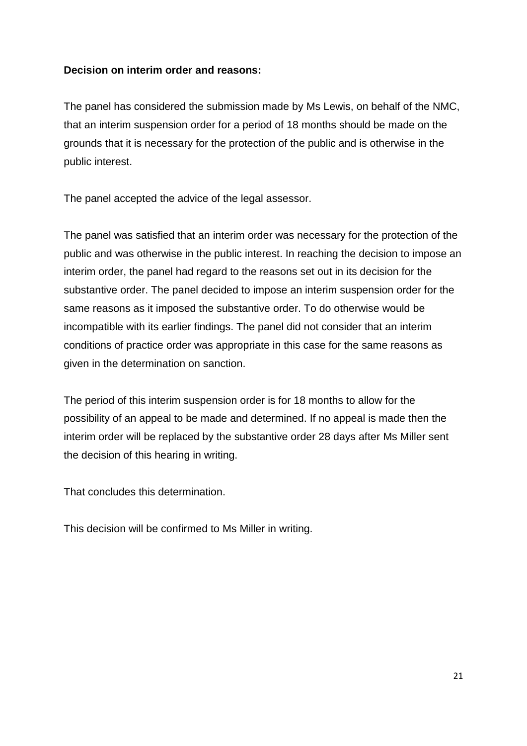**Decision on interim order and reasons:**

The panel has considered the submission made by Ms Lewis, on behalf of the NMC, that an interim suspension order for a period of 18 months should be made on the grounds that it is necessary for the protection of the public and is otherwise in the public interest.

The panel accepted the advice of the legal assessor.

The panel was satisfied that an interim order was necessary for the protection of the public and was otherwise in the public interest. In reaching the decision to impose an interim order, the panel had regard to the reasons set out in its decision for the substantive order. The panel decided to impose an interim suspension order for the same reasons as it imposed the substantive order. To do otherwise would be incompatible with its earlier findings. The panel did not consider that an interim conditions of practice order was appropriate in this case for the same reasons as given in the determination on sanction.

The period of this interim suspension order is for 18 months to allow for the possibility of an appeal to be made and determined. If no appeal is made then the interim order will be replaced by the substantive order 28 days after Ms Miller sent the decision of this hearing in writing.

That concludes this determination.

This decision will be confirmed to Ms Miller in writing.